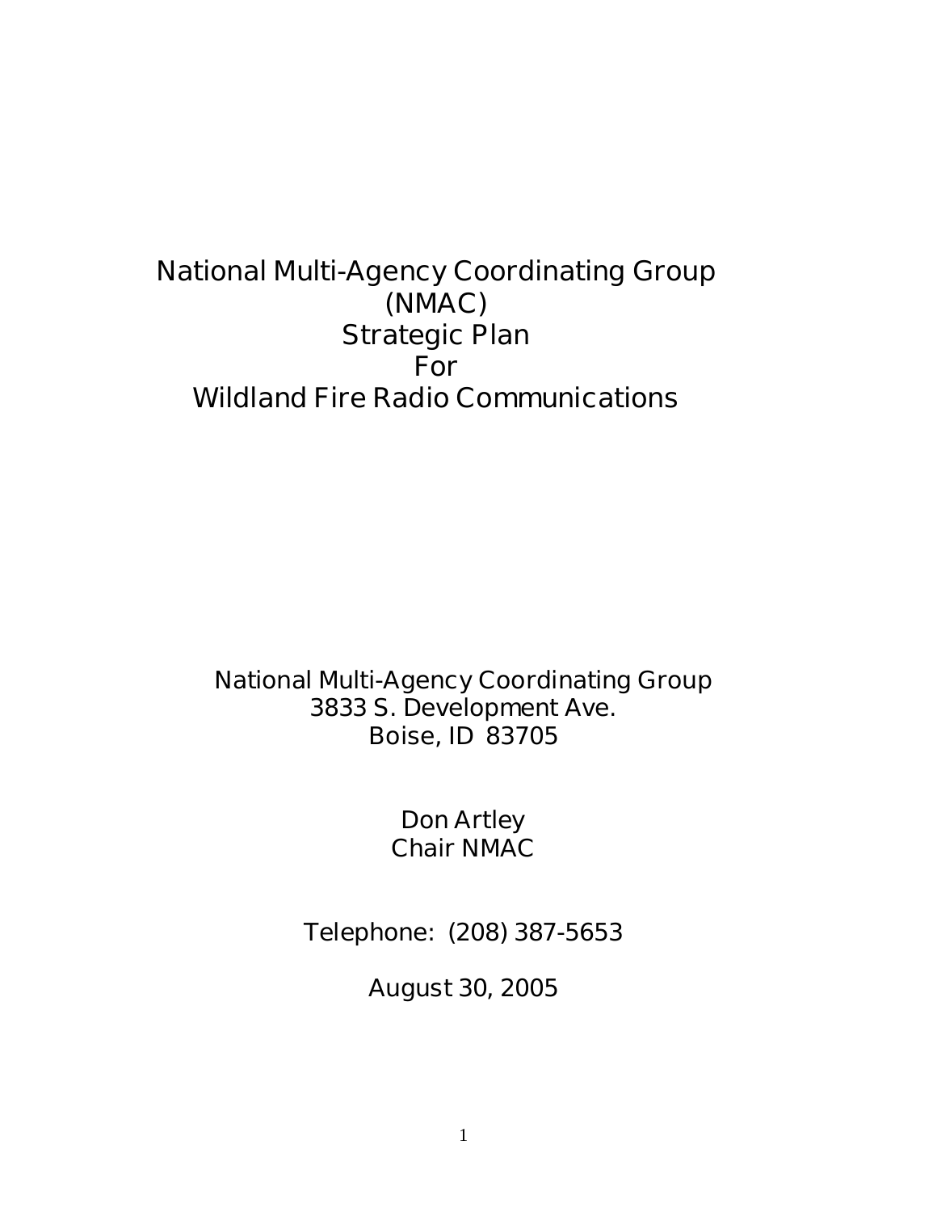# National Multi-Agency Coordinating Group (NMAC) Strategic Plan For Wildland Fire Radio Communications

National Multi-Agency Coordinating Group
3833 S. Development Ave.
Boise, ID 83705

Don Artley
Chair NMAC

Telephone: (208) 387-5653

August 30, 2005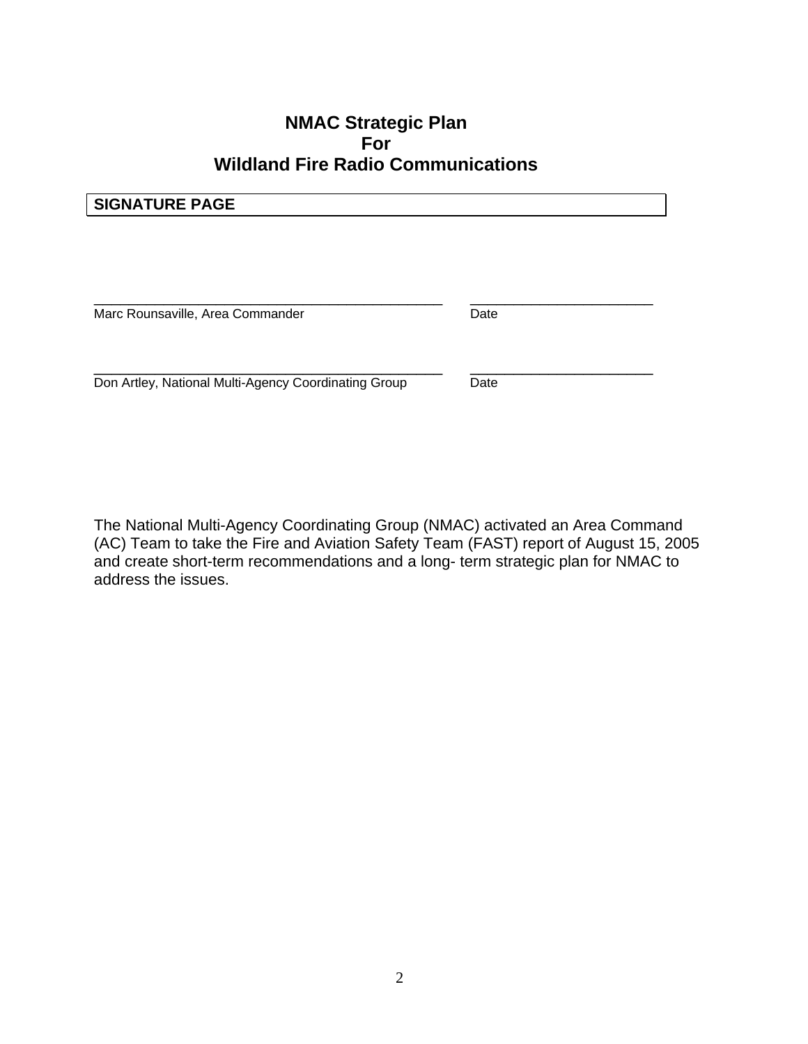# NMAC Strategic Plan For Wildland Fire Radio Communications

## SIGNATURE PAGE

| | |
|---|---|
| _____________________________________________ | _______________________ |
| Marc Rounsaville, Area Commander | Date |
| _____________________________________________ | _______________________ |
| Don Artley, National Multi-Agency Coordinating Group | Date |

The National Multi-Agency Coordinating Group (NMAC) activated an Area Command (AC) Team to take the Fire and Aviation Safety Team (FAST) report of August 15, 2005 and create short-term recommendations and a long- term strategic plan for NMAC to address the issues.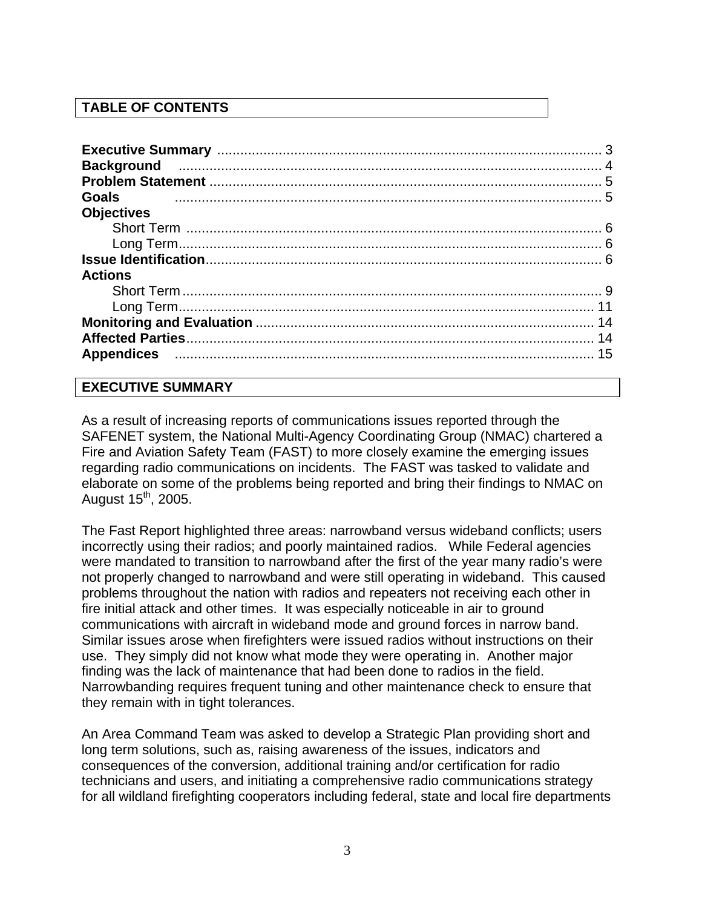## TABLE OF CONTENTS

**Executive Summary** .................................................................................................. 3
**Background** .............................................................................................................. 4
**Problem Statement** ................................................................................................... 5
**Goals** ........................................................................................................................ 5
**Objectives**
  Short Term ................................................................................................................ 6
  Long Term.................................................................................................................. 6
**Issue Identification**..................................................................................................... 6
**Actions**
  Short Term ................................................................................................................ 9
  Long Term................................................................................................................ 11
**Monitoring and Evaluation** ....................................................................................... 14
**Affected Parties**......................................................................................................... 14
**Appendices** .............................................................................................................. 15

## EXECUTIVE SUMMARY

As a result of increasing reports of communications issues reported through the SAFENET system, the National Multi-Agency Coordinating Group (NMAC) chartered a Fire and Aviation Safety Team (FAST) to more closely examine the emerging issues regarding radio communications on incidents. The FAST was tasked to validate and elaborate on some of the problems being reported and bring their findings to NMAC on August 15th, 2005.

The Fast Report highlighted three areas: narrowband versus wideband conflicts; users incorrectly using their radios; and poorly maintained radios. While Federal agencies were mandated to transition to narrowband after the first of the year many radio's were not properly changed to narrowband and were still operating in wideband. This caused problems throughout the nation with radios and repeaters not receiving each other in fire initial attack and other times. It was especially noticeable in air to ground communications with aircraft in wideband mode and ground forces in narrow band. Similar issues arose when firefighters were issued radios without instructions on their use. They simply did not know what mode they were operating in. Another major finding was the lack of maintenance that had been done to radios in the field. Narrowbanding requires frequent tuning and other maintenance check to ensure that they remain with in tight tolerances.

An Area Command Team was asked to develop a Strategic Plan providing short and long term solutions, such as, raising awareness of the issues, indicators and consequences of the conversion, additional training and/or certification for radio technicians and users, and initiating a comprehensive radio communications strategy for all wildland firefighting cooperators including federal, state and local fire departments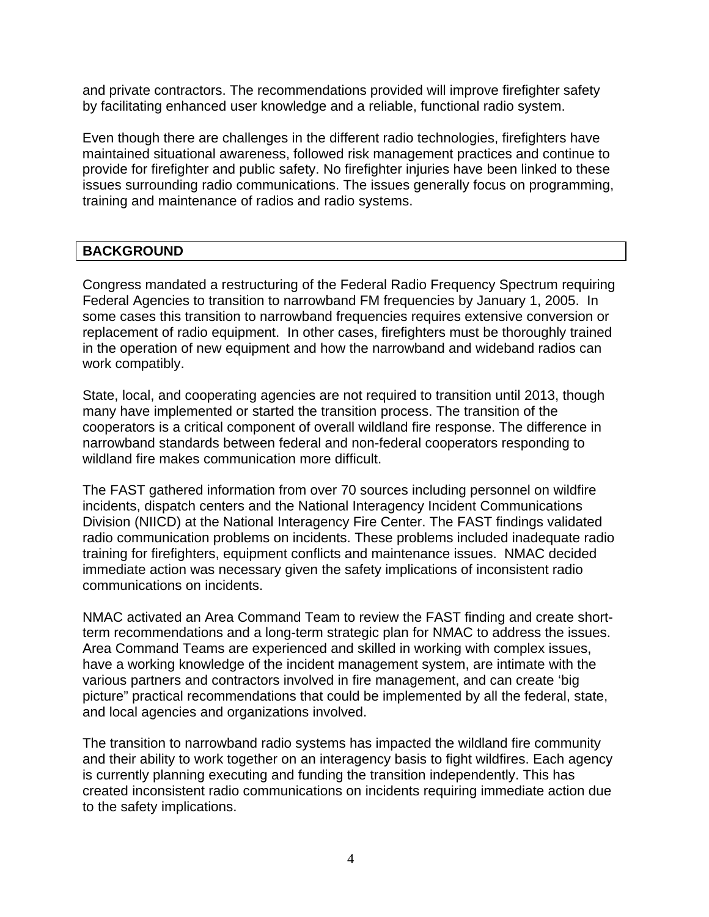and private contractors. The recommendations provided will improve firefighter safety by facilitating enhanced user knowledge and a reliable, functional radio system.

Even though there are challenges in the different radio technologies, firefighters have maintained situational awareness, followed risk management practices and continue to provide for firefighter and public safety. No firefighter injuries have been linked to these issues surrounding radio communications. The issues generally focus on programming, training and maintenance of radios and radio systems.

## BACKGROUND

Congress mandated a restructuring of the Federal Radio Frequency Spectrum requiring Federal Agencies to transition to narrowband FM frequencies by January 1, 2005. In some cases this transition to narrowband frequencies requires extensive conversion or replacement of radio equipment. In other cases, firefighters must be thoroughly trained in the operation of new equipment and how the narrowband and wideband radios can work compatibly.

State, local, and cooperating agencies are not required to transition until 2013, though many have implemented or started the transition process. The transition of the cooperators is a critical component of overall wildland fire response. The difference in narrowband standards between federal and non-federal cooperators responding to wildland fire makes communication more difficult.

The FAST gathered information from over 70 sources including personnel on wildfire incidents, dispatch centers and the National Interagency Incident Communications Division (NIICD) at the National Interagency Fire Center. The FAST findings validated radio communication problems on incidents. These problems included inadequate radio training for firefighters, equipment conflicts and maintenance issues. NMAC decided immediate action was necessary given the safety implications of inconsistent radio communications on incidents.

NMAC activated an Area Command Team to review the FAST finding and create short-term recommendations and a long-term strategic plan for NMAC to address the issues. Area Command Teams are experienced and skilled in working with complex issues, have a working knowledge of the incident management system, are intimate with the various partners and contractors involved in fire management, and can create 'big picture" practical recommendations that could be implemented by all the federal, state, and local agencies and organizations involved.

The transition to narrowband radio systems has impacted the wildland fire community and their ability to work together on an interagency basis to fight wildfires. Each agency is currently planning executing and funding the transition independently. This has created inconsistent radio communications on incidents requiring immediate action due to the safety implications.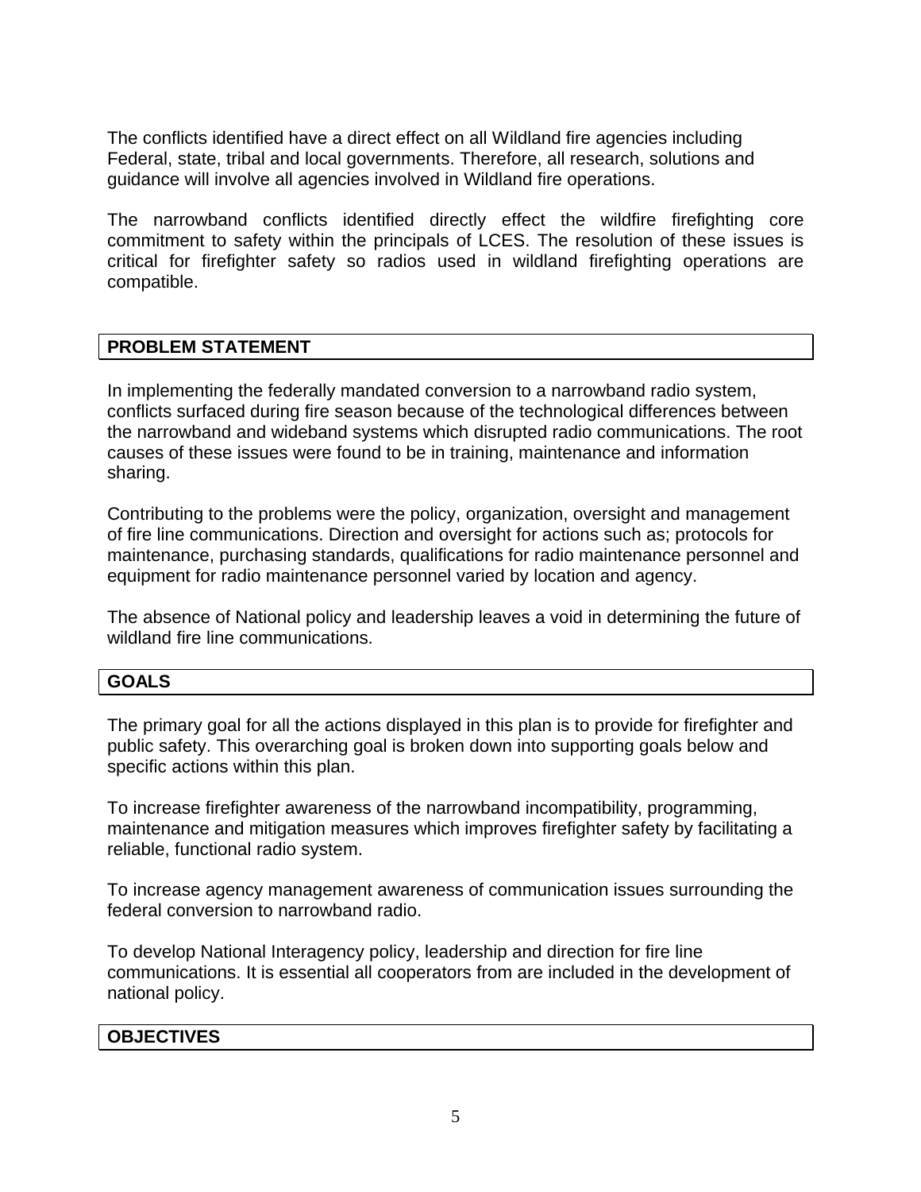The conflicts identified have a direct effect on all Wildland fire agencies including Federal, state, tribal and local governments. Therefore, all research, solutions and guidance will involve all agencies involved in Wildland fire operations.

The narrowband conflicts identified directly effect the wildfire firefighting core commitment to safety within the principals of LCES. The resolution of these issues is critical for firefighter safety so radios used in wildland firefighting operations are compatible.

## PROBLEM STATEMENT

In implementing the federally mandated conversion to a narrowband radio system, conflicts surfaced during fire season because of the technological differences between the narrowband and wideband systems which disrupted radio communications. The root causes of these issues were found to be in training, maintenance and information sharing.

Contributing to the problems were the policy, organization, oversight and management of fire line communications. Direction and oversight for actions such as; protocols for maintenance, purchasing standards, qualifications for radio maintenance personnel and equipment for radio maintenance personnel varied by location and agency.

The absence of National policy and leadership leaves a void in determining the future of wildland fire line communications.

## GOALS

The primary goal for all the actions displayed in this plan is to provide for firefighter and public safety. This overarching goal is broken down into supporting goals below and specific actions within this plan.

To increase firefighter awareness of the narrowband incompatibility, programming, maintenance and mitigation measures which improves firefighter safety by facilitating a reliable, functional radio system.

To increase agency management awareness of communication issues surrounding the federal conversion to narrowband radio.

To develop National Interagency policy, leadership and direction for fire line communications. It is essential all cooperators from are included in the development of national policy.

## OBJECTIVES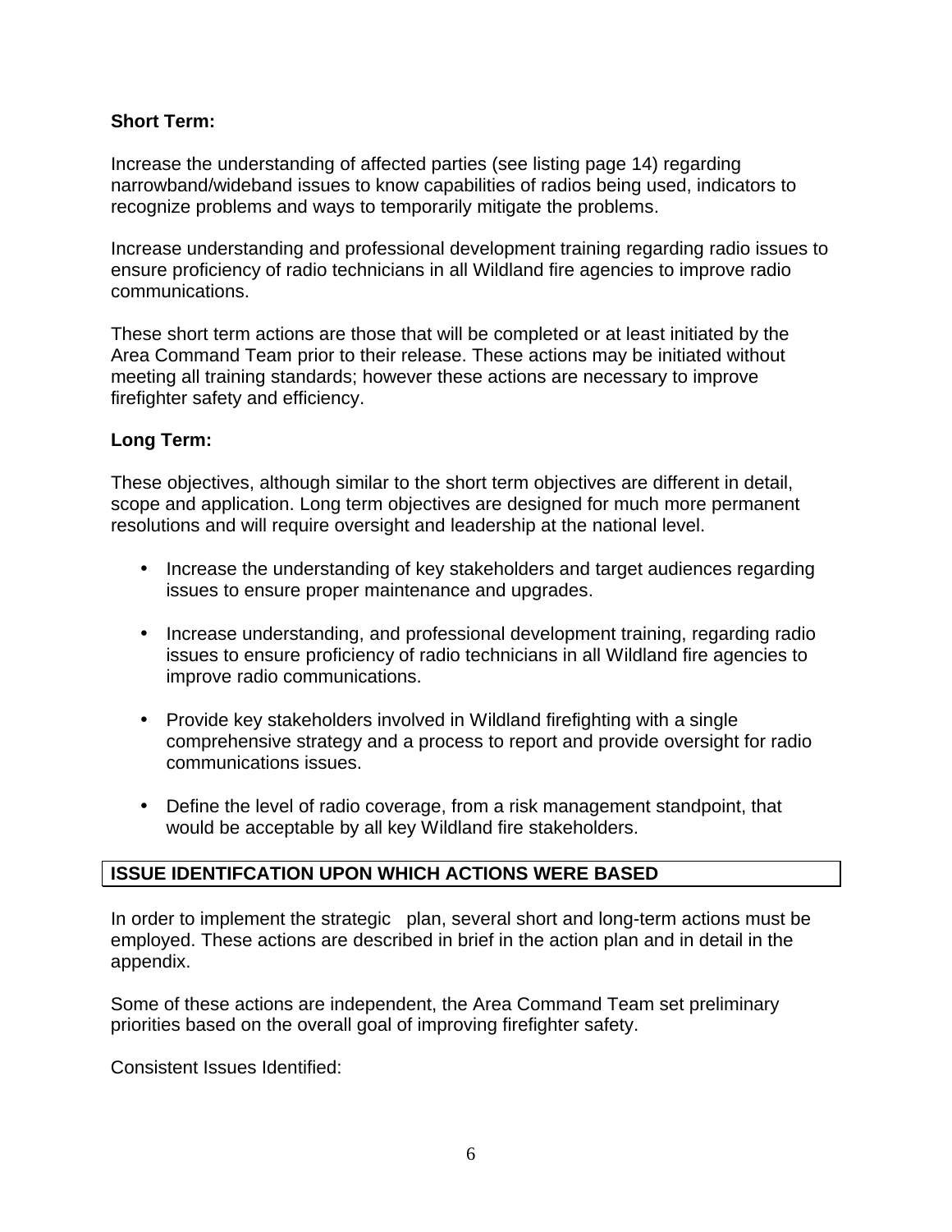**Short Term:**

Increase the understanding of affected parties (see listing page 14) regarding narrowband/wideband issues to know capabilities of radios being used, indicators to recognize problems and ways to temporarily mitigate the problems.

Increase understanding and professional development training regarding radio issues to ensure proficiency of radio technicians in all Wildland fire agencies to improve radio communications.

These short term actions are those that will be completed or at least initiated by the Area Command Team prior to their release. These actions may be initiated without meeting all training standards; however these actions are necessary to improve firefighter safety and efficiency.

**Long Term:**

These objectives, although similar to the short term objectives are different in detail, scope and application. Long term objectives are designed for much more permanent resolutions and will require oversight and leadership at the national level.

- Increase the understanding of key stakeholders and target audiences regarding issues to ensure proper maintenance and upgrades.
- Increase understanding, and professional development training, regarding radio issues to ensure proficiency of radio technicians in all Wildland fire agencies to improve radio communications.
- Provide key stakeholders involved in Wildland firefighting with a single comprehensive strategy and a process to report and provide oversight for radio communications issues.
- Define the level of radio coverage, from a risk management standpoint, that would be acceptable by all key Wildland fire stakeholders.

**ISSUE IDENTIFCATION UPON WHICH ACTIONS WERE BASED**

In order to implement the strategic plan, several short and long-term actions must be employed. These actions are described in brief in the action plan and in detail in the appendix.

Some of these actions are independent, the Area Command Team set preliminary priorities based on the overall goal of improving firefighter safety.

Consistent Issues Identified: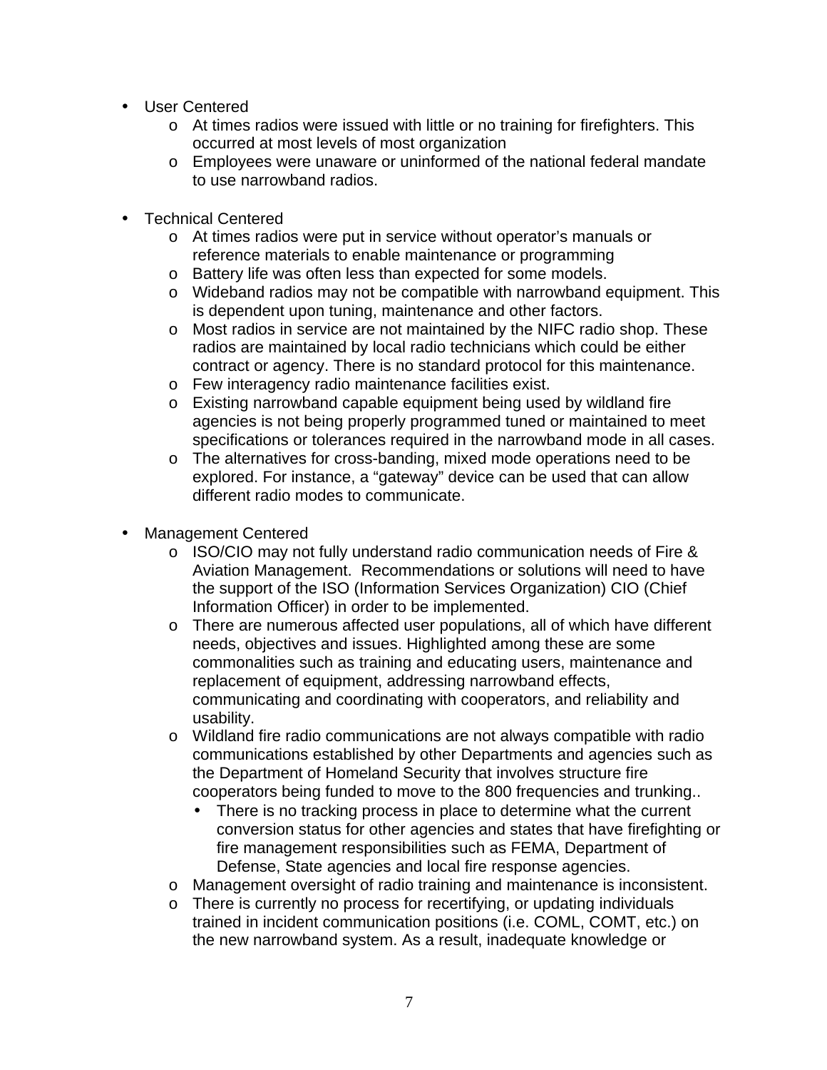- User Centered
  - At times radios were issued with little or no training for firefighters. This occurred at most levels of most organization
  - Employees were unaware or uninformed of the national federal mandate to use narrowband radios.

- Technical Centered
  - At times radios were put in service without operator's manuals or reference materials to enable maintenance or programming
  - Battery life was often less than expected for some models.
  - Wideband radios may not be compatible with narrowband equipment. This is dependent upon tuning, maintenance and other factors.
  - Most radios in service are not maintained by the NIFC radio shop. These radios are maintained by local radio technicians which could be either contract or agency. There is no standard protocol for this maintenance.
  - Few interagency radio maintenance facilities exist.
  - Existing narrowband capable equipment being used by wildland fire agencies is not being properly programmed tuned or maintained to meet specifications or tolerances required in the narrowband mode in all cases.
  - The alternatives for cross-banding, mixed mode operations need to be explored. For instance, a "gateway" device can be used that can allow different radio modes to communicate.

- Management Centered
  - ISO/CIO may not fully understand radio communication needs of Fire & Aviation Management. Recommendations or solutions will need to have the support of the ISO (Information Services Organization) CIO (Chief Information Officer) in order to be implemented.
  - There are numerous affected user populations, all of which have different needs, objectives and issues. Highlighted among these are some commonalities such as training and educating users, maintenance and replacement of equipment, addressing narrowband effects, communicating and coordinating with cooperators, and reliability and usability.
  - Wildland fire radio communications are not always compatible with radio communications established by other Departments and agencies such as the Department of Homeland Security that involves structure fire cooperators being funded to move to the 800 frequencies and trunking..
    - There is no tracking process in place to determine what the current conversion status for other agencies and states that have firefighting or fire management responsibilities such as FEMA, Department of Defense, State agencies and local fire response agencies.
  - Management oversight of radio training and maintenance is inconsistent.
  - There is currently no process for recertifying, or updating individuals trained in incident communication positions (i.e. COML, COMT, etc.) on the new narrowband system. As a result, inadequate knowledge or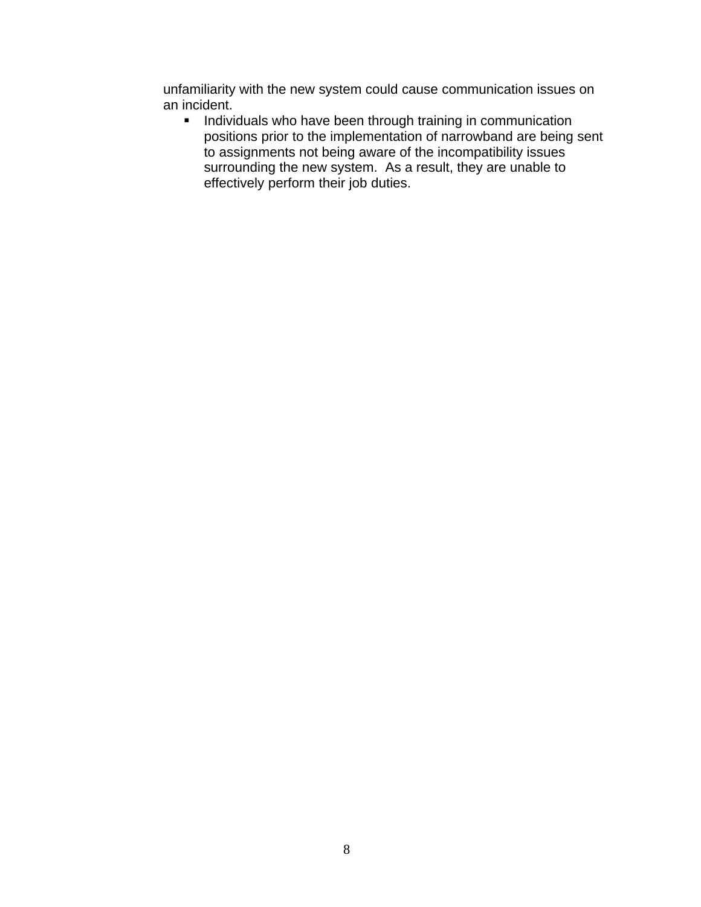unfamiliarity with the new system could cause communication issues on an incident.

- Individuals who have been through training in communication positions prior to the implementation of narrowband are being sent to assignments not being aware of the incompatibility issues surrounding the new system. As a result, they are unable to effectively perform their job duties.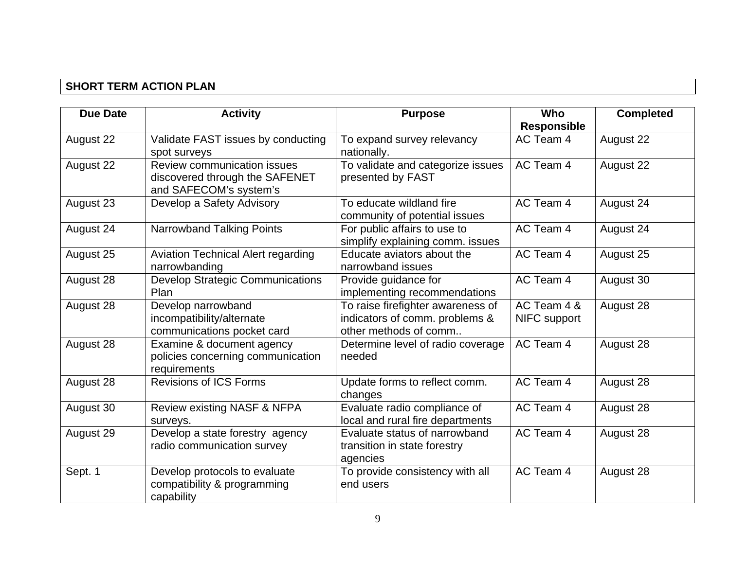**SHORT TERM ACTION PLAN**

| Due Date | Activity | Purpose | Who Responsible | Completed |
|---|---|---|---|---|
| August 22 | Validate FAST issues by conducting spot surveys | To expand survey relevancy nationally. | AC Team 4 | August 22 |
| August 22 | Review communication issues discovered through the SAFENET and SAFECOM's system's | To validate and categorize issues presented by FAST | AC Team 4 | August 22 |
| August 23 | Develop a Safety Advisory | To educate wildland fire community of potential issues | AC Team 4 | August 24 |
| August 24 | Narrowband Talking Points | For public affairs to use to simplify explaining comm. issues | AC Team 4 | August 24 |
| August 25 | Aviation Technical Alert regarding narrowbanding | Educate aviators about the narrowband issues | AC Team 4 | August 25 |
| August 28 | Develop Strategic Communications Plan | Provide guidance for implementing recommendations | AC Team 4 | August 30 |
| August 28 | Develop narrowband incompatibility/alternate communications pocket card | To raise firefighter awareness of indicators of comm. problems & other methods of comm.. | AC Team 4 & NIFC support | August 28 |
| August 28 | Examine & document agency policies concerning communication requirements | Determine level of radio coverage needed | AC Team 4 | August 28 |
| August 28 | Revisions of ICS Forms | Update forms to reflect comm. changes | AC Team 4 | August 28 |
| August 30 | Review existing NASF & NFPA surveys. | Evaluate radio compliance of local and rural fire departments | AC Team 4 | August 28 |
| August 29 | Develop a state forestry agency radio communication survey | Evaluate status of narrowband transition in state forestry agencies | AC Team 4 | August 28 |
| Sept. 1 | Develop protocols to evaluate compatibility & programming capability | To provide consistency with all end users | AC Team 4 | August 28 |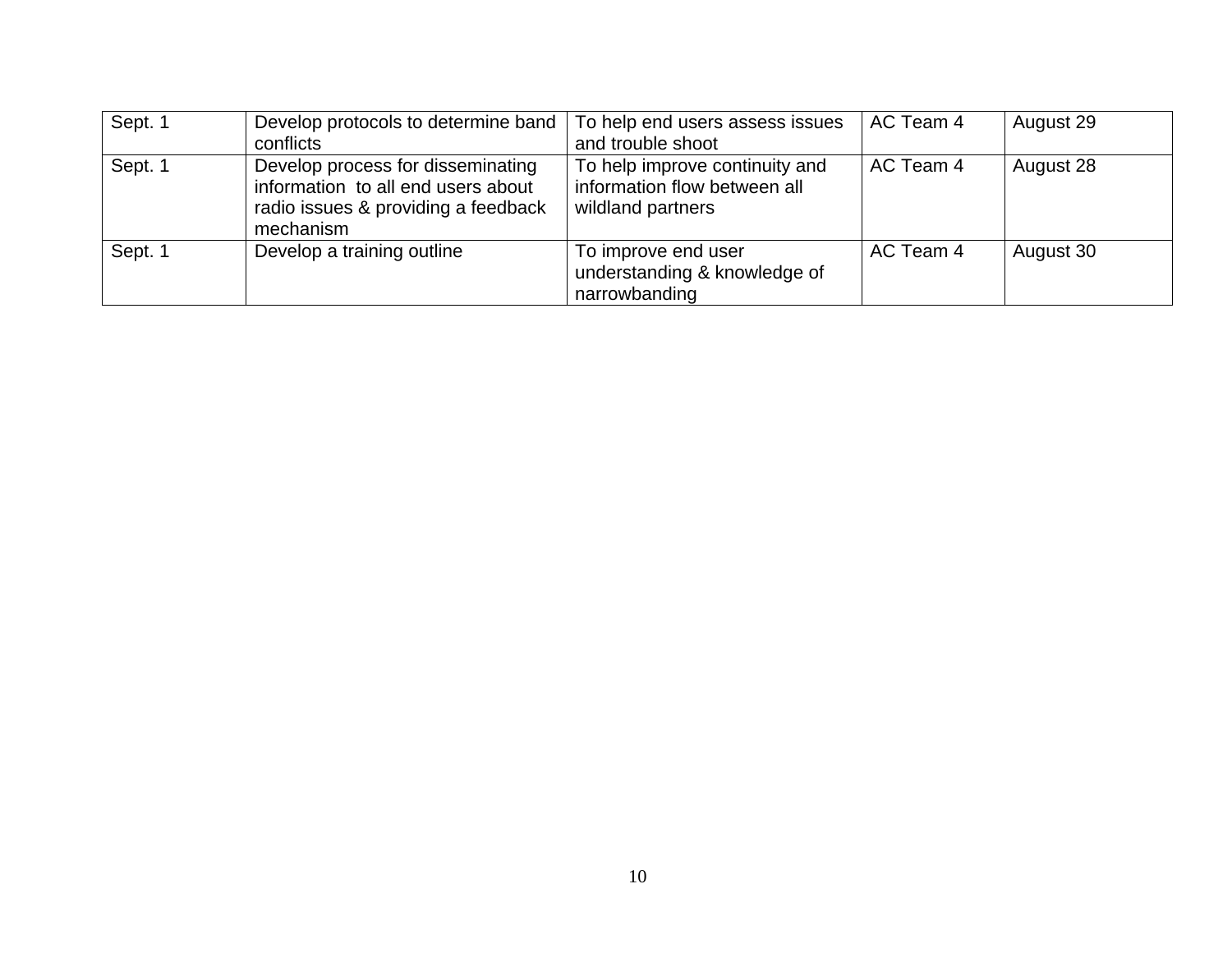| Sept. 1 | Develop protocols to determine band conflicts | To help end users assess issues and trouble shoot | AC Team 4 | August 29 |
|---|---|---|---|---|
| Sept. 1 | Develop process for disseminating information to all end users about radio issues & providing a feedback mechanism | To help improve continuity and information flow between all wildland partners | AC Team 4 | August 28 |
| Sept. 1 | Develop a training outline | To improve end user understanding & knowledge of narrowbanding | AC Team 4 | August 30 |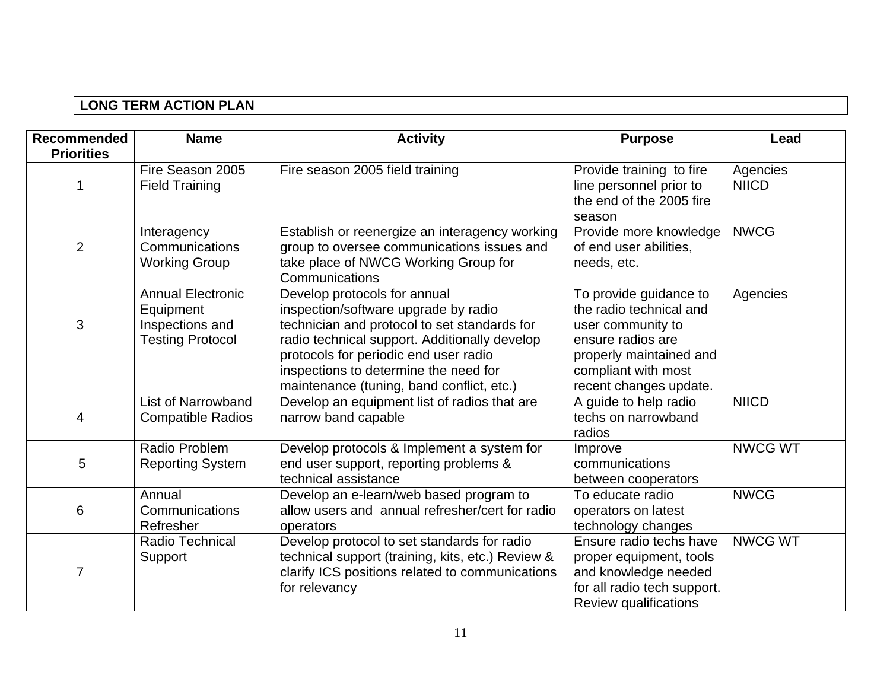## LONG TERM ACTION PLAN

| Recommended Priorities | Name | Activity | Purpose | Lead |
|---|---|---|---|---|
| 1 | Fire Season 2005 Field Training | Fire season 2005 field training | Provide training to fire line personnel prior to the end of the 2005 fire season | Agencies NIICD |
| 2 | Interagency Communications Working Group | Establish or reenergize an interagency working group to oversee communications issues and take place of NWCG Working Group for Communications | Provide more knowledge of end user abilities, needs, etc. | NWCG |
| 3 | Annual Electronic Equipment Inspections and Testing Protocol | Develop protocols for annual inspection/software upgrade by radio technician and protocol to set standards for radio technical support. Additionally develop protocols for periodic end user radio inspections to determine the need for maintenance (tuning, band conflict, etc.) | To provide guidance to the radio technical and user community to ensure radios are properly maintained and compliant with most recent changes update. | Agencies |
| 4 | List of Narrowband Compatible Radios | Develop an equipment list of radios that are narrow band capable | A guide to help radio techs on narrowband radios | NIICD |
| 5 | Radio Problem Reporting System | Develop protocols & Implement a system for end user support, reporting problems & technical assistance | Improve communications between cooperators | NWCG WT |
| 6 | Annual Communications Refresher | Develop an e-learn/web based program to allow users and annual refresher/cert for radio operators | To educate radio operators on latest technology changes | NWCG |
| 7 | Radio Technical Support | Develop protocol to set standards for radio technical support (training, kits, etc.) Review & clarify ICS positions related to communications for relevancy | Ensure radio techs have proper equipment, tools and knowledge needed for all radio tech support. Review qualifications | NWCG WT |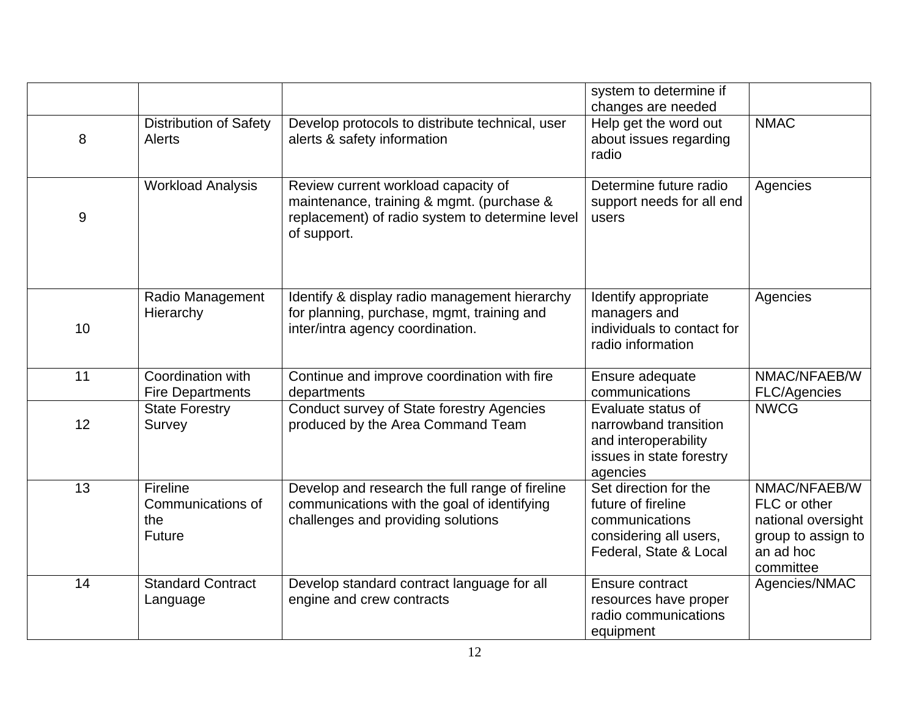| | | | system to determine if changes are needed | |
|---|---|---|---|---|
| 8 | Distribution of Safety Alerts | Develop protocols to distribute technical, user alerts & safety information | Help get the word out about issues regarding radio | NMAC |
| 9 | Workload Analysis | Review current workload capacity of maintenance, training & mgmt. (purchase & replacement) of radio system to determine level of support. | Determine future radio support needs for all end users | Agencies |
| 10 | Radio Management Hierarchy | Identify & display radio management hierarchy for planning, purchase, mgmt, training and inter/intra agency coordination. | Identify appropriate managers and individuals to contact for radio information | Agencies |
| 11 | Coordination with Fire Departments | Continue and improve coordination with fire departments | Ensure adequate communications | NMAC/NFAEB/WFLC/Agencies |
| 12 | State Forestry Survey | Conduct survey of State forestry Agencies produced by the Area Command Team | Evaluate status of narrowband transition and interoperability issues in state forestry agencies | NWCG |
| 13 | Fireline Communications of the Future | Develop and research the full range of fireline communications with the goal of identifying challenges and providing solutions | Set direction for the future of fireline communications considering all users, Federal, State & Local | NMAC/NFAEB/WFLC or other national oversight group to assign to an ad hoc committee |
| 14 | Standard Contract Language | Develop standard contract language for all engine and crew contracts | Ensure contract resources have proper radio communications equipment | Agencies/NMAC |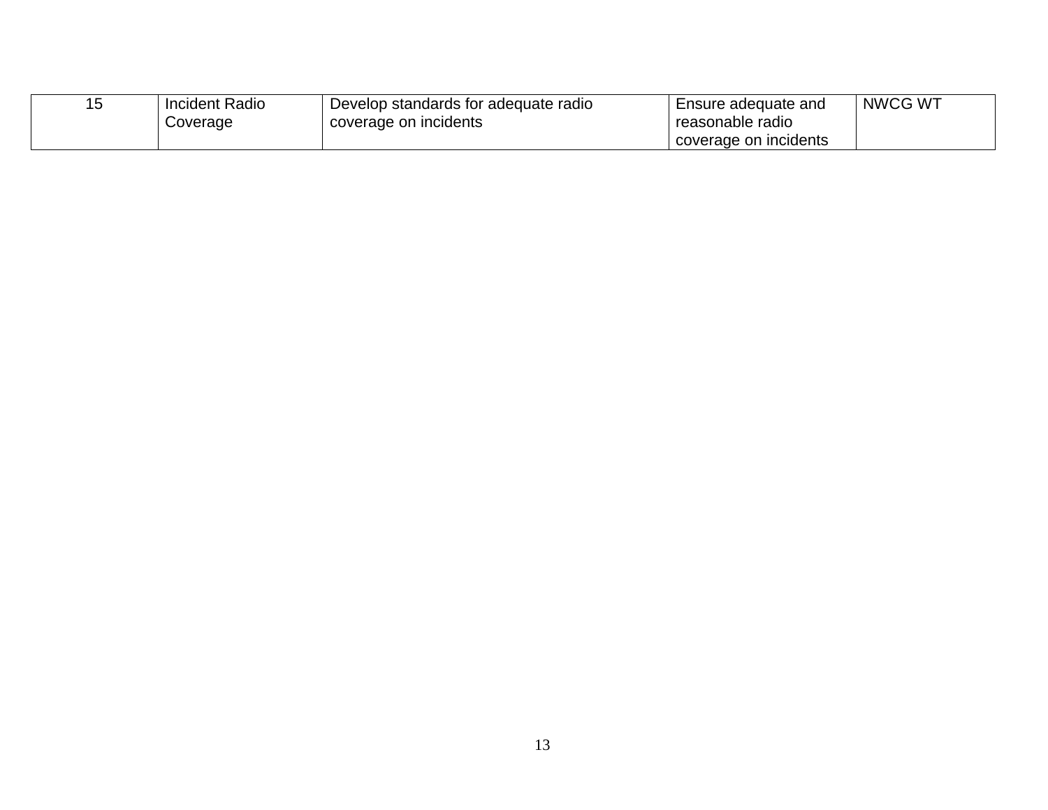| 15 | Incident Radio Coverage | Develop standards for adequate radio coverage on incidents | Ensure adequate and reasonable radio coverage on incidents | NWCG WT |
|---|---|---|---|---|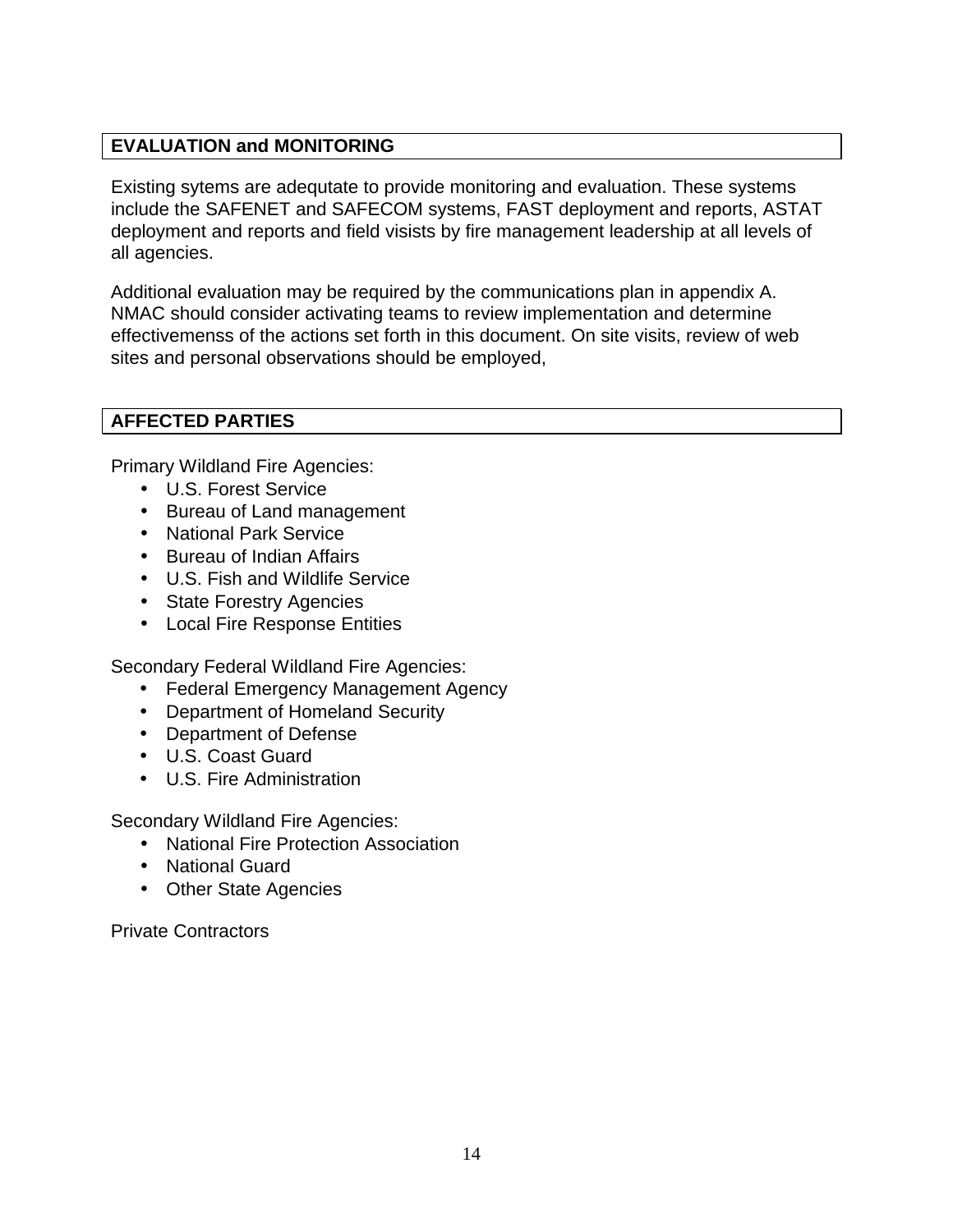## EVALUATION and MONITORING

Existing sytems are adequtate to provide monitoring and evaluation. These systems include the SAFENET and SAFECOM systems, FAST deployment and reports, ASTAT deployment and reports and field visists by fire management leadership at all levels of all agencies.

Additional evaluation may be required by the communications plan in appendix A. NMAC should consider activating teams to review implementation and determine effectivemenss of the actions set forth in this document. On site visits, review of web sites and personal observations should be employed,

## AFFECTED PARTIES

Primary Wildland Fire Agencies:

- U.S. Forest Service
- Bureau of Land management
- National Park Service
- Bureau of Indian Affairs
- U.S. Fish and Wildlife Service
- State Forestry Agencies
- Local Fire Response Entities

Secondary Federal Wildland Fire Agencies:

- Federal Emergency Management Agency
- Department of Homeland Security
- Department of Defense
- U.S. Coast Guard
- U.S. Fire Administration

Secondary Wildland Fire Agencies:

- National Fire Protection Association
- National Guard
- Other State Agencies

Private Contractors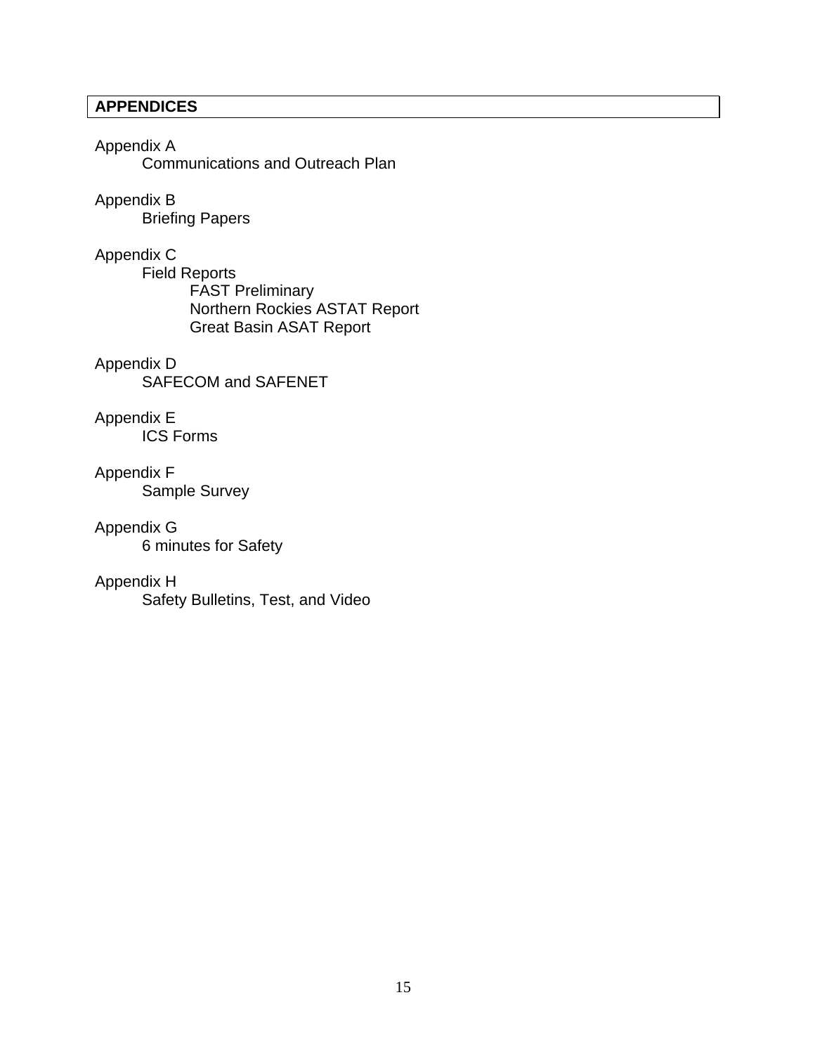## APPENDICES

Appendix A
- Communications and Outreach Plan

Appendix B
- Briefing Papers

Appendix C
- Field Reports
  - FAST Preliminary
  - Northern Rockies ASTAT Report
  - Great Basin ASAT Report

Appendix D
- SAFECOM and SAFENET

Appendix E
- ICS Forms

Appendix F
- Sample Survey

Appendix G
- 6 minutes for Safety

Appendix H
- Safety Bulletins, Test, and Video